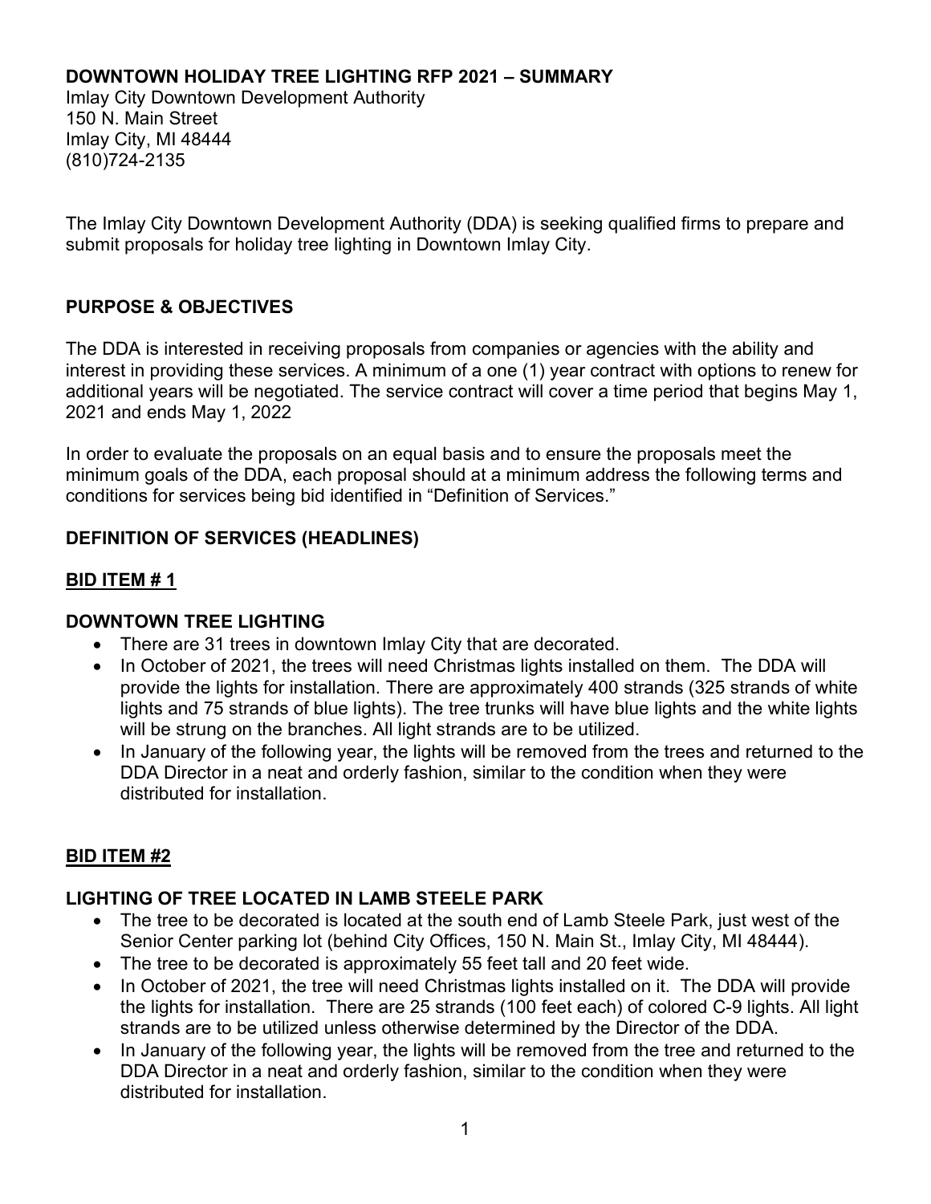# DOWNTOWN HOLIDAY TREE LIGHTING RFP 2021 – SUMMARY

Imlay City Downtown Development Authority
150 N. Main Street
Imlay City, MI 48444
(810)724-2135

The Imlay City Downtown Development Authority (DDA) is seeking qualified firms to prepare and submit proposals for holiday tree lighting in Downtown Imlay City.

## PURPOSE & OBJECTIVES

The DDA is interested in receiving proposals from companies or agencies with the ability and interest in providing these services. A minimum of a one (1) year contract with options to renew for additional years will be negotiated. The service contract will cover a time period that begins May 1, 2021 and ends May 1, 2022

In order to evaluate the proposals on an equal basis and to ensure the proposals meet the minimum goals of the DDA, each proposal should at a minimum address the following terms and conditions for services being bid identified in "Definition of Services."

## DEFINITION OF SERVICES (HEADLINES)

### BID ITEM # 1

### DOWNTOWN TREE LIGHTING

- There are 31 trees in downtown Imlay City that are decorated.
- In October of 2021, the trees will need Christmas lights installed on them. The DDA will provide the lights for installation. There are approximately 400 strands (325 strands of white lights and 75 strands of blue lights). The tree trunks will have blue lights and the white lights will be strung on the branches. All light strands are to be utilized.
- In January of the following year, the lights will be removed from the trees and returned to the DDA Director in a neat and orderly fashion, similar to the condition when they were distributed for installation.

### BID ITEM #2

### LIGHTING OF TREE LOCATED IN LAMB STEELE PARK

- The tree to be decorated is located at the south end of Lamb Steele Park, just west of the Senior Center parking lot (behind City Offices, 150 N. Main St., Imlay City, MI 48444).
- The tree to be decorated is approximately 55 feet tall and 20 feet wide.
- In October of 2021, the tree will need Christmas lights installed on it. The DDA will provide the lights for installation. There are 25 strands (100 feet each) of colored C-9 lights. All light strands are to be utilized unless otherwise determined by the Director of the DDA.
- In January of the following year, the lights will be removed from the tree and returned to the DDA Director in a neat and orderly fashion, similar to the condition when they were distributed for installation.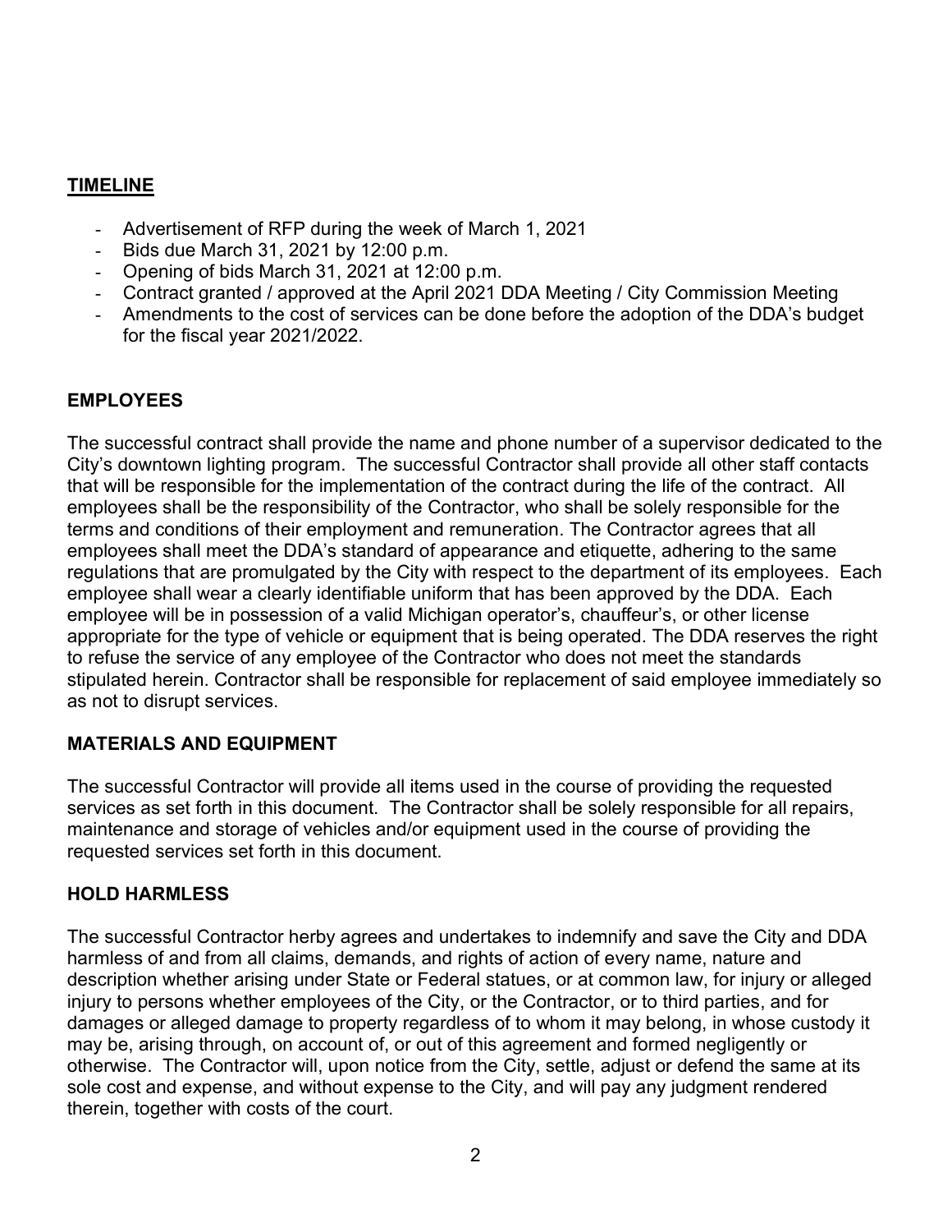## TIMELINE

- Advertisement of RFP during the week of March 1, 2021
- Bids due March 31, 2021 by 12:00 p.m.
- Opening of bids March 31, 2021 at 12:00 p.m.
- Contract granted / approved at the April 2021 DDA Meeting / City Commission Meeting
- Amendments to the cost of services can be done before the adoption of the DDA's budget for the fiscal year 2021/2022.

## EMPLOYEES

The successful contract shall provide the name and phone number of a supervisor dedicated to the City's downtown lighting program. The successful Contractor shall provide all other staff contacts that will be responsible for the implementation of the contract during the life of the contract. All employees shall be the responsibility of the Contractor, who shall be solely responsible for the terms and conditions of their employment and remuneration. The Contractor agrees that all employees shall meet the DDA's standard of appearance and etiquette, adhering to the same regulations that are promulgated by the City with respect to the department of its employees. Each employee shall wear a clearly identifiable uniform that has been approved by the DDA. Each employee will be in possession of a valid Michigan operator's, chauffeur's, or other license appropriate for the type of vehicle or equipment that is being operated. The DDA reserves the right to refuse the service of any employee of the Contractor who does not meet the standards stipulated herein. Contractor shall be responsible for replacement of said employee immediately so as not to disrupt services.

## MATERIALS AND EQUIPMENT

The successful Contractor will provide all items used in the course of providing the requested services as set forth in this document. The Contractor shall be solely responsible for all repairs, maintenance and storage of vehicles and/or equipment used in the course of providing the requested services set forth in this document.

## HOLD HARMLESS

The successful Contractor herby agrees and undertakes to indemnify and save the City and DDA harmless of and from all claims, demands, and rights of action of every name, nature and description whether arising under State or Federal statues, or at common law, for injury or alleged injury to persons whether employees of the City, or the Contractor, or to third parties, and for damages or alleged damage to property regardless of to whom it may belong, in whose custody it may be, arising through, on account of, or out of this agreement and formed negligently or otherwise. The Contractor will, upon notice from the City, settle, adjust or defend the same at its sole cost and expense, and without expense to the City, and will pay any judgment rendered therein, together with costs of the court.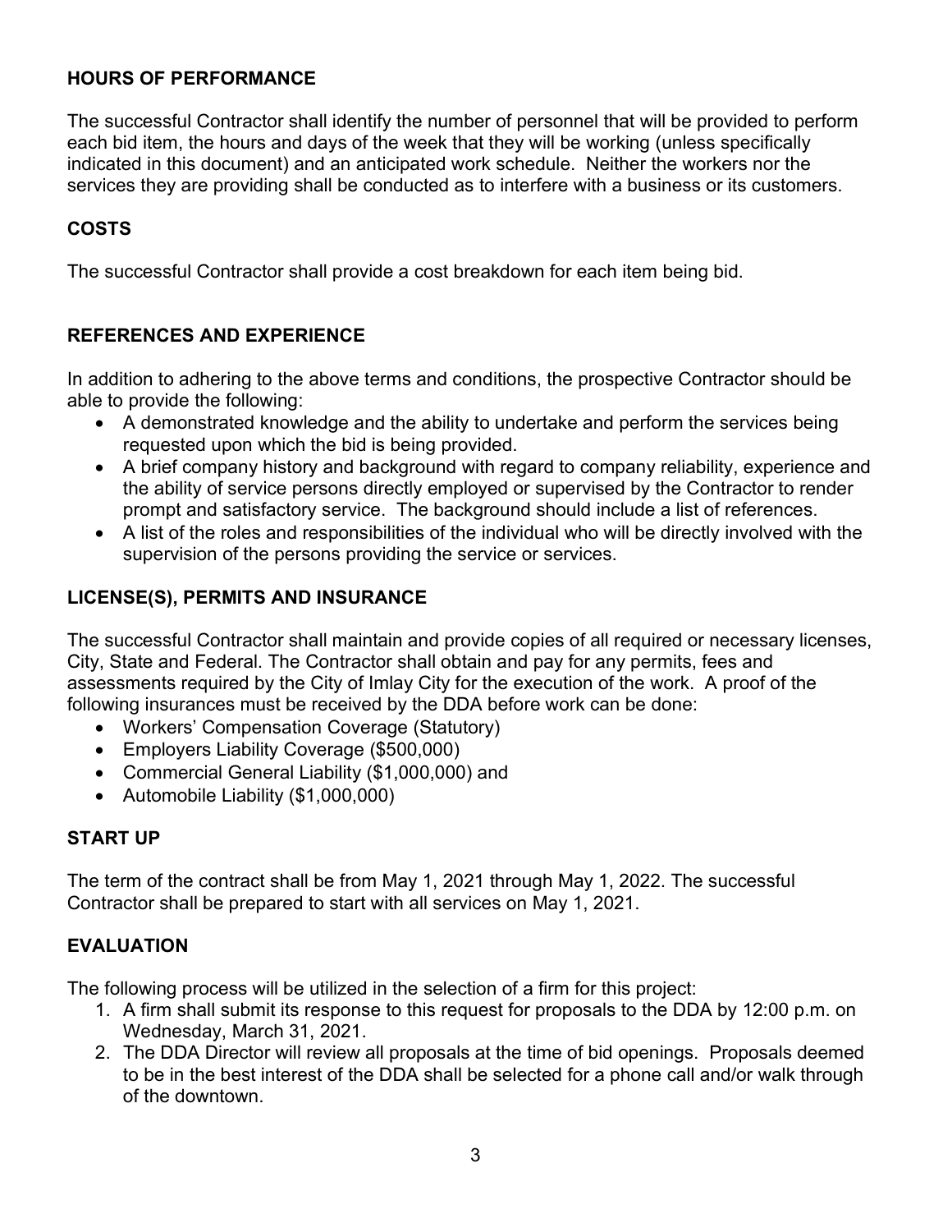## HOURS OF PERFORMANCE

The successful Contractor shall identify the number of personnel that will be provided to perform each bid item, the hours and days of the week that they will be working (unless specifically indicated in this document) and an anticipated work schedule. Neither the workers nor the services they are providing shall be conducted as to interfere with a business or its customers.

## COSTS

The successful Contractor shall provide a cost breakdown for each item being bid.

## REFERENCES AND EXPERIENCE

In addition to adhering to the above terms and conditions, the prospective Contractor should be able to provide the following:

- A demonstrated knowledge and the ability to undertake and perform the services being requested upon which the bid is being provided.
- A brief company history and background with regard to company reliability, experience and the ability of service persons directly employed or supervised by the Contractor to render prompt and satisfactory service. The background should include a list of references.
- A list of the roles and responsibilities of the individual who will be directly involved with the supervision of the persons providing the service or services.

## LICENSE(S), PERMITS AND INSURANCE

The successful Contractor shall maintain and provide copies of all required or necessary licenses, City, State and Federal. The Contractor shall obtain and pay for any permits, fees and assessments required by the City of Imlay City for the execution of the work. A proof of the following insurances must be received by the DDA before work can be done:

- Workers' Compensation Coverage (Statutory)
- Employers Liability Coverage ($500,000)
- Commercial General Liability ($1,000,000) and
- Automobile Liability ($1,000,000)

## START UP

The term of the contract shall be from May 1, 2021 through May 1, 2022. The successful Contractor shall be prepared to start with all services on May 1, 2021.

## EVALUATION

The following process will be utilized in the selection of a firm for this project:

1. A firm shall submit its response to this request for proposals to the DDA by 12:00 p.m. on Wednesday, March 31, 2021.
2. The DDA Director will review all proposals at the time of bid openings. Proposals deemed to be in the best interest of the DDA shall be selected for a phone call and/or walk through of the downtown.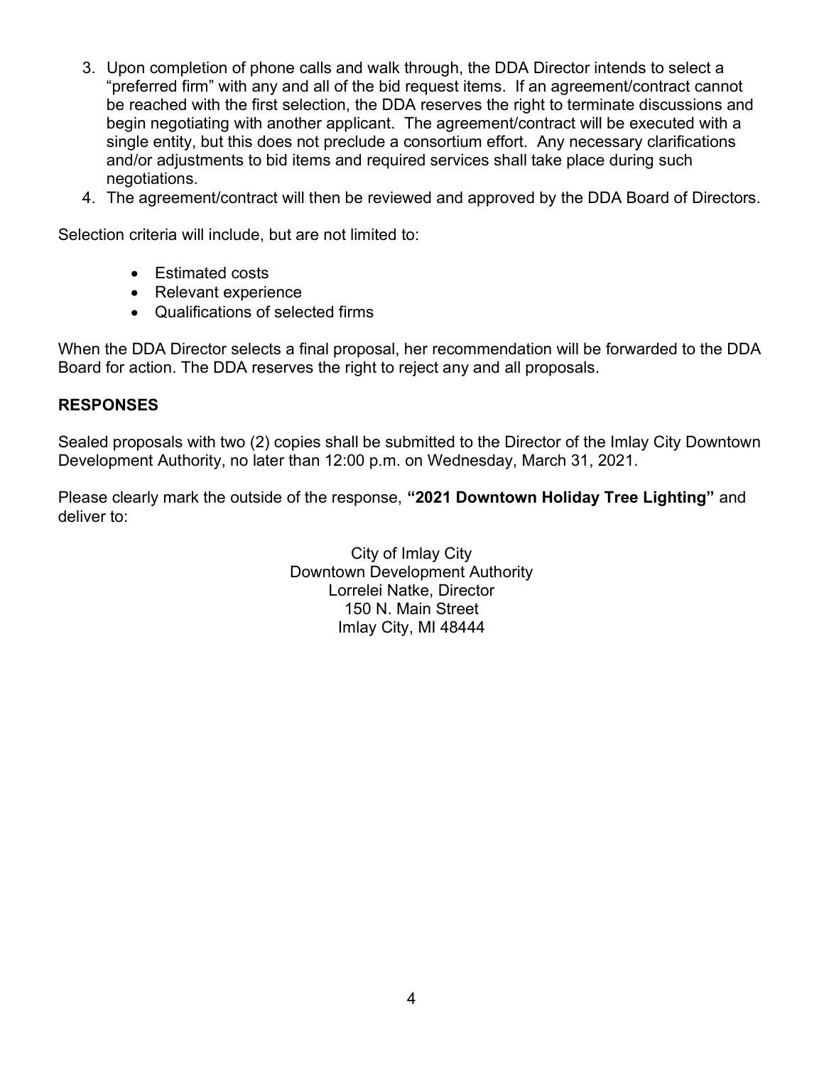3. Upon completion of phone calls and walk through, the DDA Director intends to select a "preferred firm" with any and all of the bid request items. If an agreement/contract cannot be reached with the first selection, the DDA reserves the right to terminate discussions and begin negotiating with another applicant. The agreement/contract will be executed with a single entity, but this does not preclude a consortium effort. Any necessary clarifications and/or adjustments to bid items and required services shall take place during such negotiations.
4. The agreement/contract will then be reviewed and approved by the DDA Board of Directors.

Selection criteria will include, but are not limited to:

- Estimated costs
- Relevant experience
- Qualifications of selected firms

When the DDA Director selects a final proposal, her recommendation will be forwarded to the DDA Board for action. The DDA reserves the right to reject any and all proposals.

## RESPONSES

Sealed proposals with two (2) copies shall be submitted to the Director of the Imlay City Downtown Development Authority, no later than 12:00 p.m. on Wednesday, March 31, 2021.

Please clearly mark the outside of the response, **"2021 Downtown Holiday Tree Lighting"** and deliver to:

City of Imlay City
Downtown Development Authority
Lorrelei Natke, Director
150 N. Main Street
Imlay City, MI 48444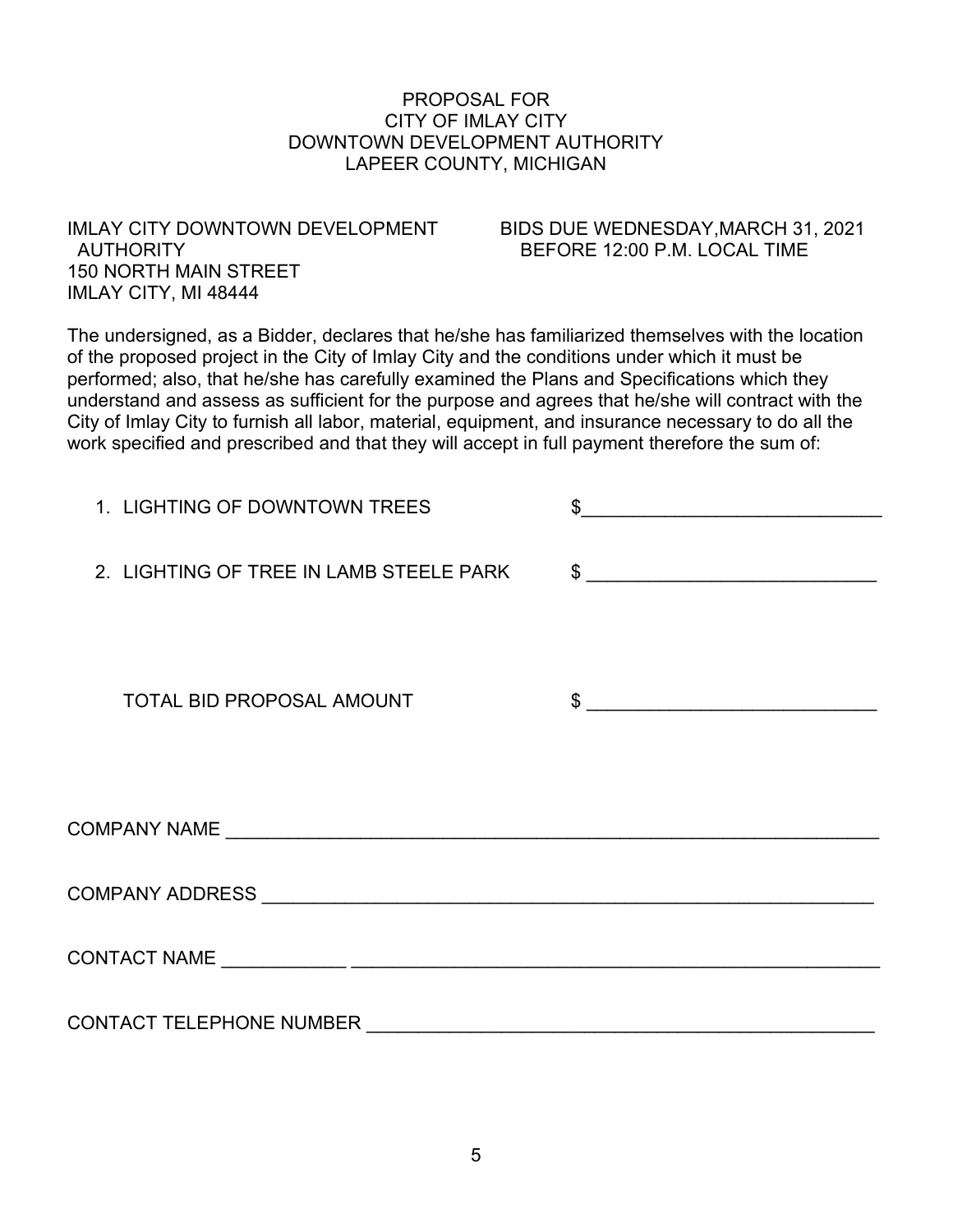PROPOSAL FOR
CITY OF IMLAY CITY
DOWNTOWN DEVELOPMENT AUTHORITY
LAPEER COUNTY, MICHIGAN

IMLAY CITY DOWNTOWN DEVELOPMENT AUTHORITY
150 NORTH MAIN STREET
IMLAY CITY, MI 48444

BIDS DUE WEDNESDAY,MARCH 31, 2021
BEFORE 12:00 P.M. LOCAL TIME

The undersigned, as a Bidder, declares that he/she has familiarized themselves with the location of the proposed project in the City of Imlay City and the conditions under which it must be performed; also, that he/she has carefully examined the Plans and Specifications which they understand and assess as sufficient for the purpose and agrees that he/she will contract with the City of Imlay City to furnish all labor, material, equipment, and insurance necessary to do all the work specified and prescribed and that they will accept in full payment therefore the sum of:

1. LIGHTING OF DOWNTOWN TREES $_____________________________

2. LIGHTING OF TREE IN LAMB STEELE PARK $ ____________________________

TOTAL BID PROPOSAL AMOUNT $ ____________________________

COMPANY NAME ________________________________________________________________

COMPANY ADDRESS _____________________________________________________________

CONTACT NAME ____________ ______________________________________________________

CONTACT TELEPHONE NUMBER __________________________________________________